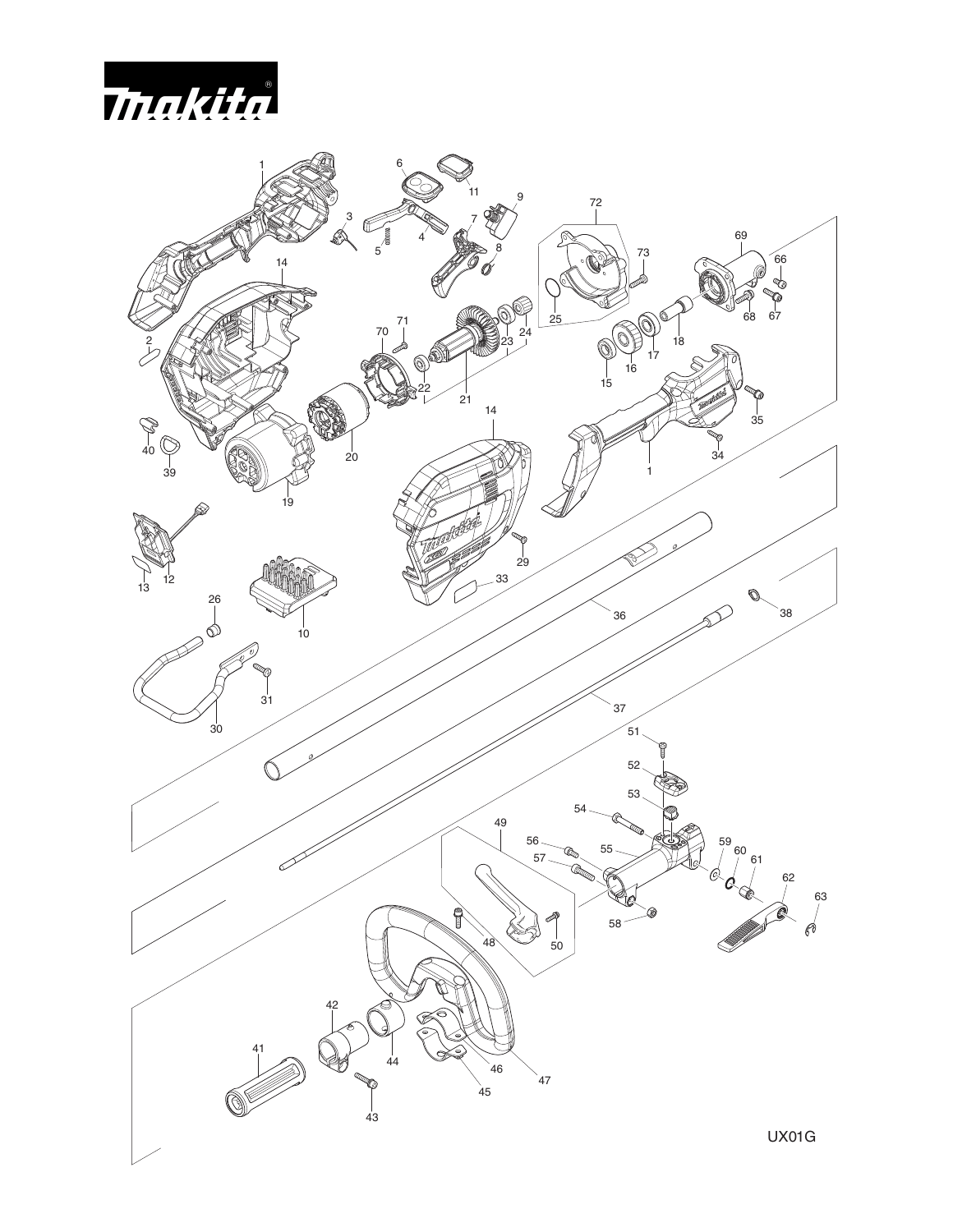makita

UX01G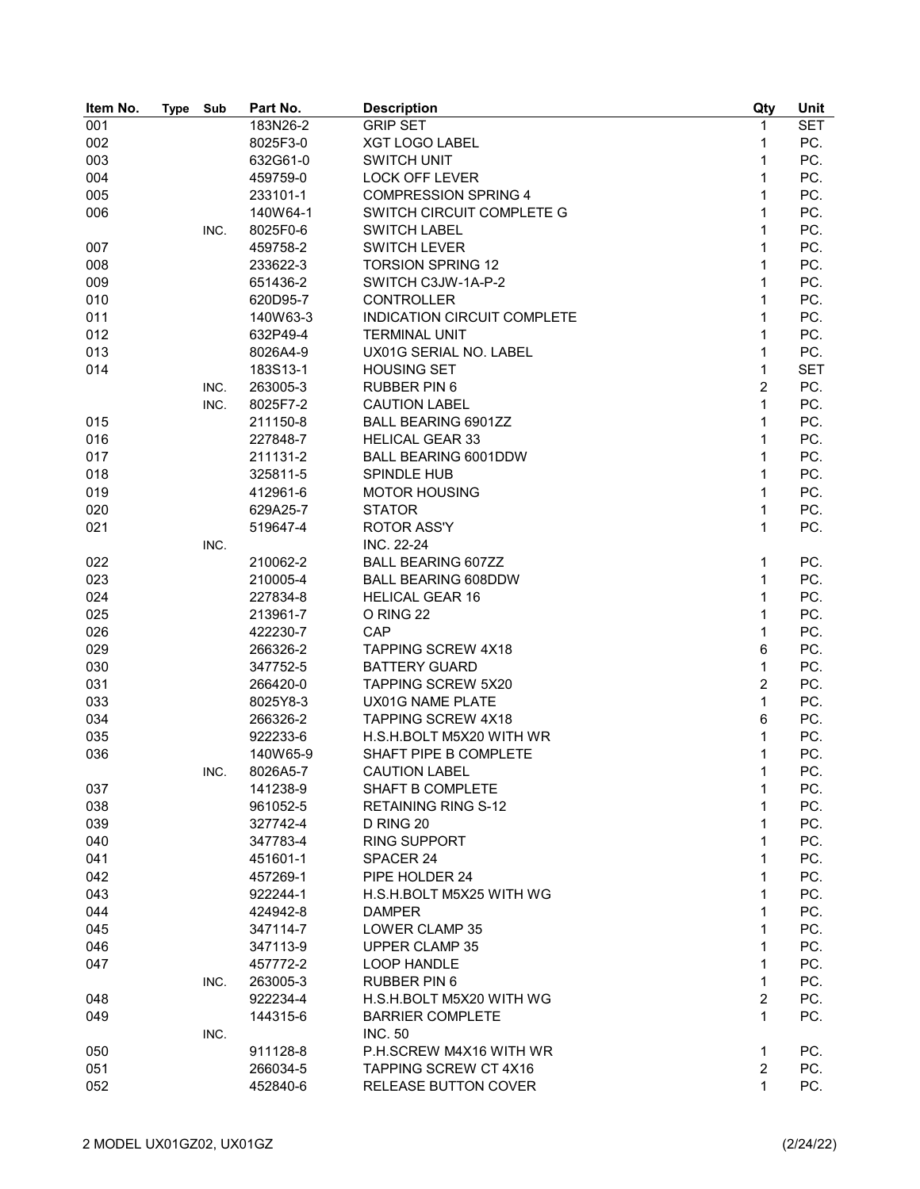| Item No. | Type | Sub | Part No. | Description | Qty | Unit |
|---|---|---|---|---|---|---|
| 001 | | | 183N26-2 | GRIP SET | 1 | SET |
| 002 | | | 8025F3-0 | XGT LOGO LABEL | 1 | PC. |
| 003 | | | 632G61-0 | SWITCH UNIT | 1 | PC. |
| 004 | | | 459759-0 | LOCK OFF LEVER | 1 | PC. |
| 005 | | | 233101-1 | COMPRESSION SPRING 4 | 1 | PC. |
| 006 | | | 140W64-1 | SWITCH CIRCUIT COMPLETE G | 1 | PC. |
| | | INC. | 8025F0-6 | SWITCH LABEL | 1 | PC. |
| 007 | | | 459758-2 | SWITCH LEVER | 1 | PC. |
| 008 | | | 233622-3 | TORSION SPRING 12 | 1 | PC. |
| 009 | | | 651436-2 | SWITCH C3JW-1A-P-2 | 1 | PC. |
| 010 | | | 620D95-7 | CONTROLLER | 1 | PC. |
| 011 | | | 140W63-3 | INDICATION CIRCUIT COMPLETE | 1 | PC. |
| 012 | | | 632P49-4 | TERMINAL UNIT | 1 | PC. |
| 013 | | | 8026A4-9 | UX01G SERIAL NO. LABEL | 1 | PC. |
| 014 | | | 183S13-1 | HOUSING SET | 1 | SET |
| | | INC. | 263005-3 | RUBBER PIN 6 | 2 | PC. |
| | | INC. | 8025F7-2 | CAUTION LABEL | 1 | PC. |
| 015 | | | 211150-8 | BALL BEARING 6901ZZ | 1 | PC. |
| 016 | | | 227848-7 | HELICAL GEAR 33 | 1 | PC. |
| 017 | | | 211131-2 | BALL BEARING 6001DDW | 1 | PC. |
| 018 | | | 325811-5 | SPINDLE HUB | 1 | PC. |
| 019 | | | 412961-6 | MOTOR HOUSING | 1 | PC. |
| 020 | | | 629A25-7 | STATOR | 1 | PC. |
| 021 | | | 519647-4 | ROTOR ASS'Y | 1 | PC. |
| | | INC. | | INC. 22-24 | | |
| 022 | | | 210062-2 | BALL BEARING 607ZZ | 1 | PC. |
| 023 | | | 210005-4 | BALL BEARING 608DDW | 1 | PC. |
| 024 | | | 227834-8 | HELICAL GEAR 16 | 1 | PC. |
| 025 | | | 213961-7 | O RING 22 | 1 | PC. |
| 026 | | | 422230-7 | CAP | 1 | PC. |
| 029 | | | 266326-2 | TAPPING SCREW 4X18 | 6 | PC. |
| 030 | | | 347752-5 | BATTERY GUARD | 1 | PC. |
| 031 | | | 266420-0 | TAPPING SCREW 5X20 | 2 | PC. |
| 033 | | | 8025Y8-3 | UX01G NAME PLATE | 1 | PC. |
| 034 | | | 266326-2 | TAPPING SCREW 4X18 | 6 | PC. |
| 035 | | | 922233-6 | H.S.H.BOLT M5X20 WITH WR | 1 | PC. |
| 036 | | | 140W65-9 | SHAFT PIPE B COMPLETE | 1 | PC. |
| | | INC. | 8026A5-7 | CAUTION LABEL | 1 | PC. |
| 037 | | | 141238-9 | SHAFT B COMPLETE | 1 | PC. |
| 038 | | | 961052-5 | RETAINING RING S-12 | 1 | PC. |
| 039 | | | 327742-4 | D RING 20 | 1 | PC. |
| 040 | | | 347783-4 | RING SUPPORT | 1 | PC. |
| 041 | | | 451601-1 | SPACER 24 | 1 | PC. |
| 042 | | | 457269-1 | PIPE HOLDER 24 | 1 | PC. |
| 043 | | | 922244-1 | H.S.H.BOLT M5X25 WITH WG | 1 | PC. |
| 044 | | | 424942-8 | DAMPER | 1 | PC. |
| 045 | | | 347114-7 | LOWER CLAMP 35 | 1 | PC. |
| 046 | | | 347113-9 | UPPER CLAMP 35 | 1 | PC. |
| 047 | | | 457772-2 | LOOP HANDLE | 1 | PC. |
| | | INC. | 263005-3 | RUBBER PIN 6 | 1 | PC. |
| 048 | | | 922234-4 | H.S.H.BOLT M5X20 WITH WG | 2 | PC. |
| 049 | | | 144315-6 | BARRIER COMPLETE | 1 | PC. |
| | | INC. | | INC. 50 | | |
| 050 | | | 911128-8 | P.H.SCREW M4X16 WITH WR | 1 | PC. |
| 051 | | | 266034-5 | TAPPING SCREW CT 4X16 | 2 | PC. |
| 052 | | | 452840-6 | RELEASE BUTTON COVER | 1 | PC. |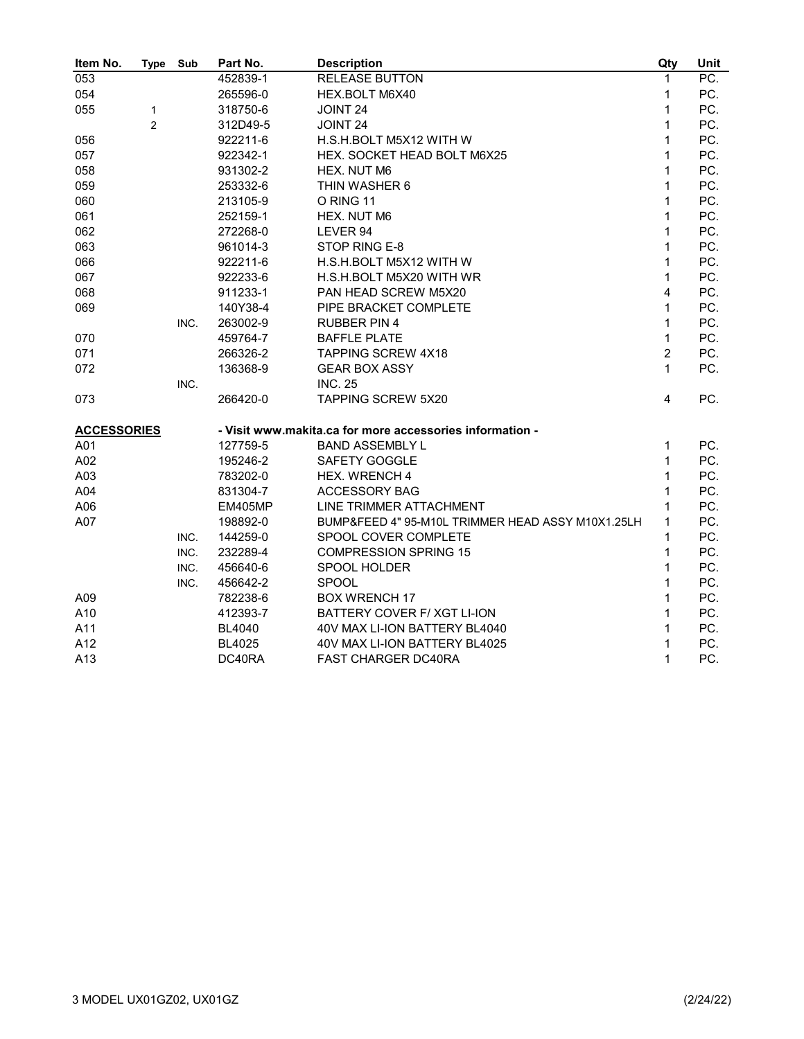| Item No. | Type | Sub | Part No. | Description | Qty | Unit |
|---|---|---|---|---|---|---|
| 053 | | | 452839-1 | RELEASE BUTTON | 1 | PC. |
| 054 | | | 265596-0 | HEX.BOLT M6X40 | 1 | PC. |
| 055 | 1 | | 318750-6 | JOINT 24 | 1 | PC. |
| | 2 | | 312D49-5 | JOINT 24 | 1 | PC. |
| 056 | | | 922211-6 | H.S.H.BOLT M5X12 WITH W | 1 | PC. |
| 057 | | | 922342-1 | HEX. SOCKET HEAD BOLT M6X25 | 1 | PC. |
| 058 | | | 931302-2 | HEX. NUT M6 | 1 | PC. |
| 059 | | | 253332-6 | THIN WASHER 6 | 1 | PC. |
| 060 | | | 213105-9 | O RING 11 | 1 | PC. |
| 061 | | | 252159-1 | HEX. NUT M6 | 1 | PC. |
| 062 | | | 272268-0 | LEVER 94 | 1 | PC. |
| 063 | | | 961014-3 | STOP RING E-8 | 1 | PC. |
| 066 | | | 922211-6 | H.S.H.BOLT M5X12 WITH W | 1 | PC. |
| 067 | | | 922233-6 | H.S.H.BOLT M5X20 WITH WR | 1 | PC. |
| 068 | | | 911233-1 | PAN HEAD SCREW M5X20 | 4 | PC. |
| 069 | | | 140Y38-4 | PIPE BRACKET COMPLETE | 1 | PC. |
| | | INC. | 263002-9 | RUBBER PIN 4 | 1 | PC. |
| 070 | | | 459764-7 | BAFFLE PLATE | 1 | PC. |
| 071 | | | 266326-2 | TAPPING SCREW 4X18 | 2 | PC. |
| 072 | | | 136368-9 | GEAR BOX ASSY | 1 | PC. |
| | | INC. | | INC. 25 | | |
| 073 | | | 266420-0 | TAPPING SCREW 5X20 | 4 | PC. |
| **ACCESSORIES** | | | | **- Visit www.makita.ca for more accessories information -** | | |
| A01 | | | 127759-5 | BAND ASSEMBLY L | 1 | PC. |
| A02 | | | 195246-2 | SAFETY GOGGLE | 1 | PC. |
| A03 | | | 783202-0 | HEX. WRENCH 4 | 1 | PC. |
| A04 | | | 831304-7 | ACCESSORY BAG | 1 | PC. |
| A06 | | | EM405MP | LINE TRIMMER ATTACHMENT | 1 | PC. |
| A07 | | | 198892-0 | BUMP&FEED 4" 95-M10L TRIMMER HEAD ASSY M10X1.25LH | 1 | PC. |
| | | INC. | 144259-0 | SPOOL COVER COMPLETE | 1 | PC. |
| | | INC. | 232289-4 | COMPRESSION SPRING 15 | 1 | PC. |
| | | INC. | 456640-6 | SPOOL HOLDER | 1 | PC. |
| | | INC. | 456642-2 | SPOOL | 1 | PC. |
| A09 | | | 782238-6 | BOX WRENCH 17 | 1 | PC. |
| A10 | | | 412393-7 | BATTERY COVER F/ XGT LI-ION | 1 | PC. |
| A11 | | | BL4040 | 40V MAX LI-ION BATTERY BL4040 | 1 | PC. |
| A12 | | | BL4025 | 40V MAX LI-ION BATTERY BL4025 | 1 | PC. |
| A13 | | | DC40RA | FAST CHARGER DC40RA | 1 | PC. |

3 MODEL UX01GZ02, UX01GZ (2/24/22)